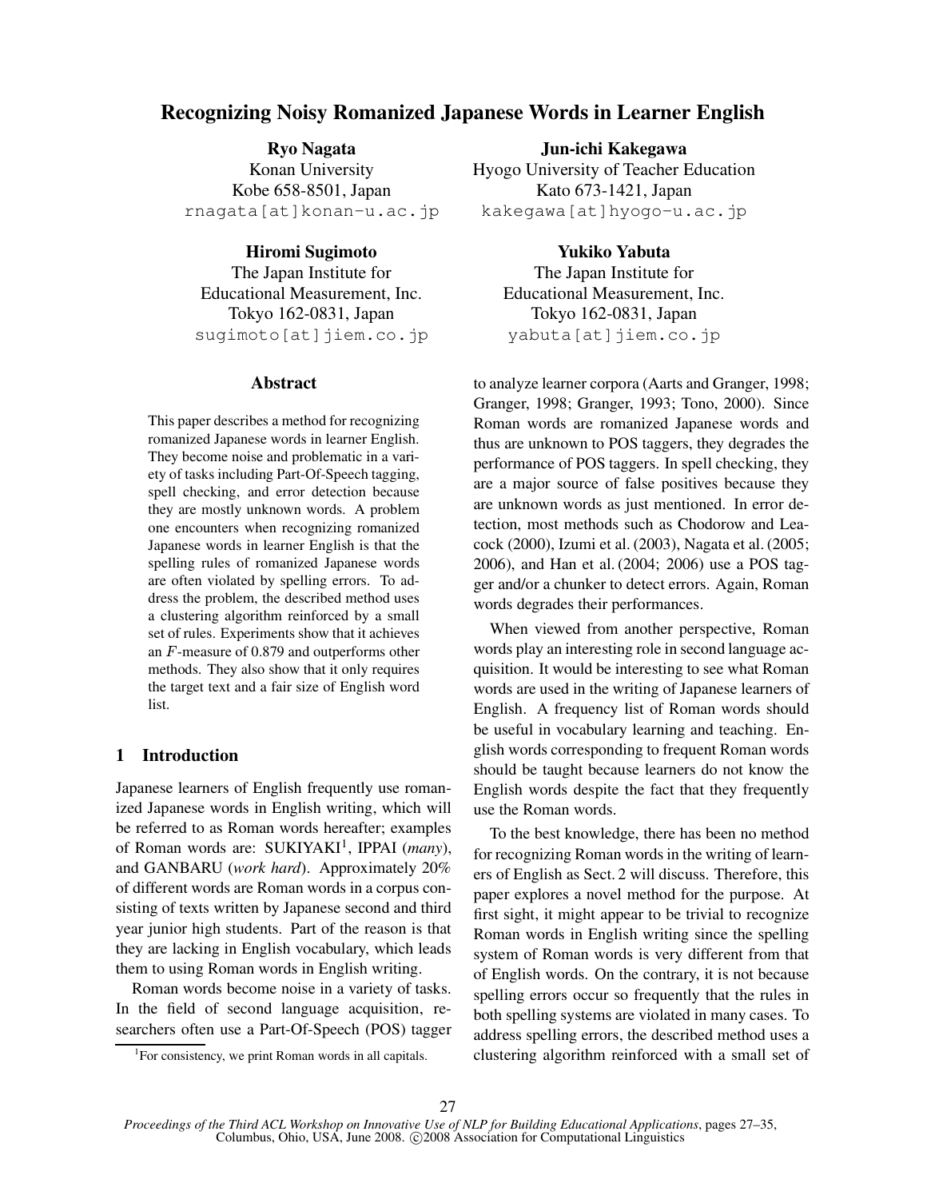# Recognizing Noisy Romanized Japanese Words in Learner English

**Ryo Nagata**
Konan University
Kobe 658-8501, Japan
rnagata[at]konan-u.ac.jp

**Jun-ichi Kakegawa**
Hyogo University of Teacher Education
Kato 673-1421, Japan
kakegawa[at]hyogo-u.ac.jp

**Hiromi Sugimoto**
The Japan Institute for
Educational Measurement, Inc.
Tokyo 162-0831, Japan
sugimoto[at]jiem.co.jp

**Yukiko Yabuta**
The Japan Institute for
Educational Measurement, Inc.
Tokyo 162-0831, Japan
yabuta[at]jiem.co.jp

## Abstract

This paper describes a method for recognizing romanized Japanese words in learner English. They become noise and problematic in a variety of tasks including Part-Of-Speech tagging, spell checking, and error detection because they are mostly unknown words. A problem one encounters when recognizing romanized Japanese words in learner English is that the spelling rules of romanized Japanese words are often violated by spelling errors. To address the problem, the described method uses a clustering algorithm reinforced by a small set of rules. Experiments show that it achieves an $F$-measure of 0.879 and outperforms other methods. They also show that it only requires the target text and a fair size of English word list.

## 1 Introduction

Japanese learners of English frequently use romanized Japanese words in English writing, which will be referred to as Roman words hereafter; examples of Roman words are: SUKIYAKI[1], IPPAI (*many*), and GANBARU (*work hard*). Approximately 20% of different words are Roman words in a corpus consisting of texts written by Japanese second and third year junior high students. Part of the reason is that they are lacking in English vocabulary, which leads them to using Roman words in English writing.

Roman words become noise in a variety of tasks. In the field of second language acquisition, researchers often use a Part-Of-Speech (POS) tagger to analyze learner corpora (Aarts and Granger, 1998; Granger, 1998; Granger, 1993; Tono, 2000). Since Roman words are romanized Japanese words and thus are unknown to POS taggers, they degrades the performance of POS taggers. In spell checking, they are a major source of false positives because they are unknown words as just mentioned. In error detection, most methods such as Chodorow and Leacock (2000), Izumi et al. (2003), Nagata et al. (2005; 2006), and Han et al. (2004; 2006) use a POS tagger and/or a chunker to detect errors. Again, Roman words degrades their performances.

When viewed from another perspective, Roman words play an interesting role in second language acquisition. It would be interesting to see what Roman words are used in the writing of Japanese learners of English. A frequency list of Roman words should be useful in vocabulary learning and teaching. English words corresponding to frequent Roman words should be taught because learners do not know the English words despite the fact that they frequently use the Roman words.

To the best knowledge, there has been no method for recognizing Roman words in the writing of learners of English as Sect. 2 will discuss. Therefore, this paper explores a novel method for the purpose. At first sight, it might appear to be trivial to recognize Roman words in English writing since the spelling system of Roman words is very different from that of English words. On the contrary, it is not because spelling errors occur so frequently that the rules in both spelling systems are violated in many cases. To address spelling errors, the described method uses a clustering algorithm reinforced with a small set of

[1]For consistency, we print Roman words in all capitals.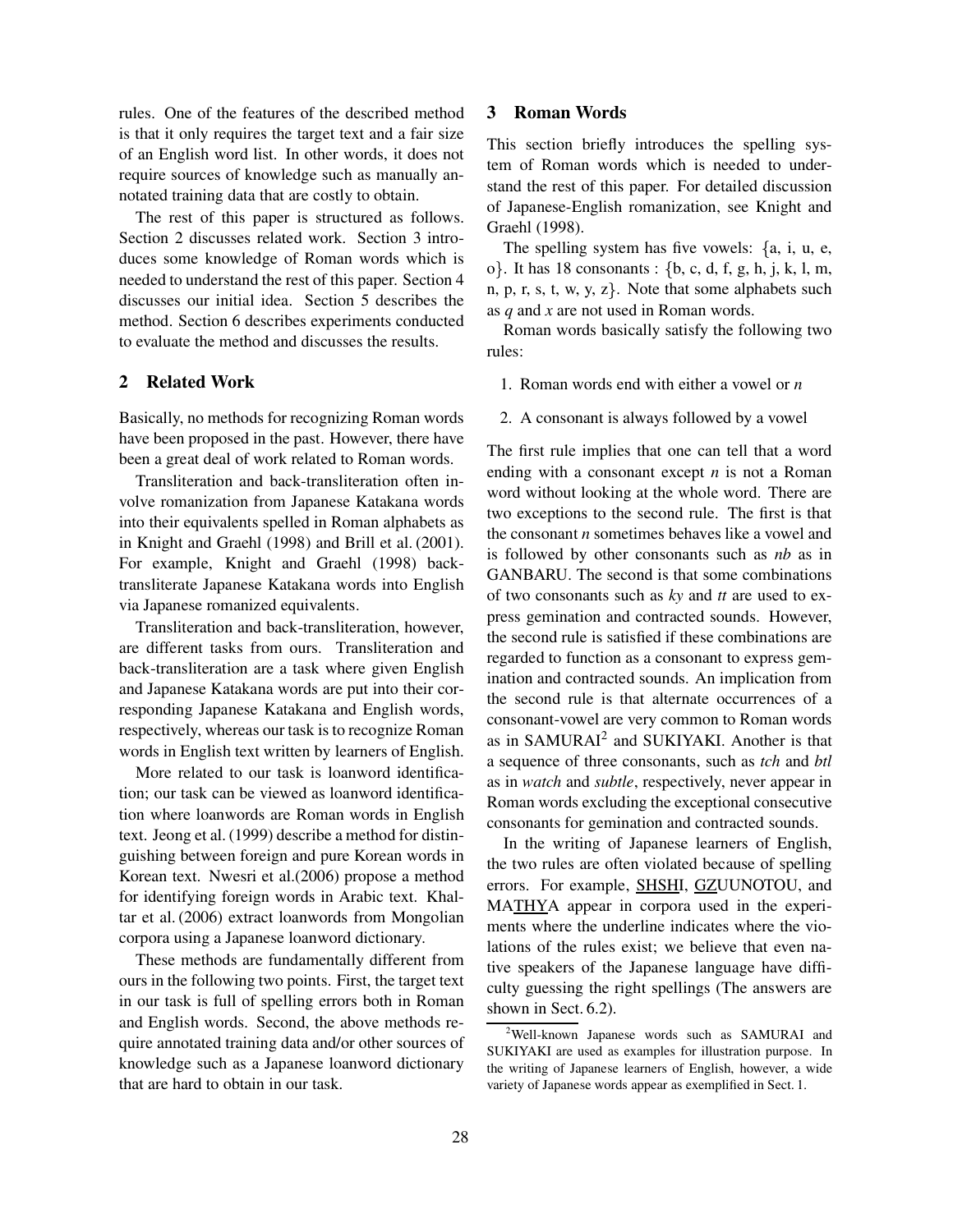rules. One of the features of the described method is that it only requires the target text and a fair size of an English word list. In other words, it does not require sources of knowledge such as manually annotated training data that are costly to obtain.

The rest of this paper is structured as follows. Section 2 discusses related work. Section 3 introduces some knowledge of Roman words which is needed to understand the rest of this paper. Section 4 discusses our initial idea. Section 5 describes the method. Section 6 describes experiments conducted to evaluate the method and discusses the results.

## 2 Related Work

Basically, no methods for recognizing Roman words have been proposed in the past. However, there have been a great deal of work related to Roman words.

Transliteration and back-transliteration often involve romanization from Japanese Katakana words into their equivalents spelled in Roman alphabets as in Knight and Graehl (1998) and Brill et al. (2001). For example, Knight and Graehl (1998) back-transliterate Japanese Katakana words into English via Japanese romanized equivalents.

Transliteration and back-transliteration, however, are different tasks from ours. Transliteration and back-transliteration are a task where given English and Japanese Katakana words are put into their corresponding Japanese Katakana and English words, respectively, whereas our task is to recognize Roman words in English text written by learners of English.

More related to our task is loanword identification; our task can be viewed as loanword identification where loanwords are Roman words in English text. Jeong et al. (1999) describe a method for distinguishing between foreign and pure Korean words in Korean text. Nwesri et al.(2006) propose a method for identifying foreign words in Arabic text. Khaltar et al. (2006) extract loanwords from Mongolian corpora using a Japanese loanword dictionary.

These methods are fundamentally different from ours in the following two points. First, the target text in our task is full of spelling errors both in Roman and English words. Second, the above methods require annotated training data and/or other sources of knowledge such as a Japanese loanword dictionary that are hard to obtain in our task.

## 3 Roman Words

This section briefly introduces the spelling system of Roman words which is needed to understand the rest of this paper. For detailed discussion of Japanese-English romanization, see Knight and Graehl (1998).

The spelling system has five vowels: {a, i, u, e, o}. It has 18 consonants : {b, c, d, f, g, h, j, k, l, m, n, p, r, s, t, w, y, z}. Note that some alphabets such as *q* and *x* are not used in Roman words.

Roman words basically satisfy the following two rules:

1. Roman words end with either a vowel or *n*
2. A consonant is always followed by a vowel

The first rule implies that one can tell that a word ending with a consonant except *n* is not a Roman word without looking at the whole word. There are two exceptions to the second rule. The first is that the consonant *n* sometimes behaves like a vowel and is followed by other consonants such as *nb* as in GANBARU. The second is that some combinations of two consonants such as *ky* and *tt* are used to express gemination and contracted sounds. However, the second rule is satisfied if these combinations are regarded to function as a consonant to express gemination and contracted sounds. An implication from the second rule is that alternate occurrences of a consonant-vowel are very common to Roman words as in SAMURAI[2] and SUKIYAKI. Another is that a sequence of three consonants, such as *tch* and *btl* as in *watch* and *subtle*, respectively, never appear in Roman words excluding the exceptional consecutive consonants for gemination and contracted sounds.

In the writing of Japanese learners of English, the two rules are often violated because of spelling errors. For example, <u>SHSH</u>I, <u>GZ</u>UUNOTOU, and MA<u>THY</u>A appear in corpora used in the experiments where the underline indicates where the violations of the rules exist; we believe that even native speakers of the Japanese language have difficulty guessing the right spellings (The answers are shown in Sect. 6.2).

[2] Well-known Japanese words such as SAMURAI and SUKIYAKI are used as examples for illustration purpose. In the writing of Japanese learners of English, however, a wide variety of Japanese words appear as exemplified in Sect. 1.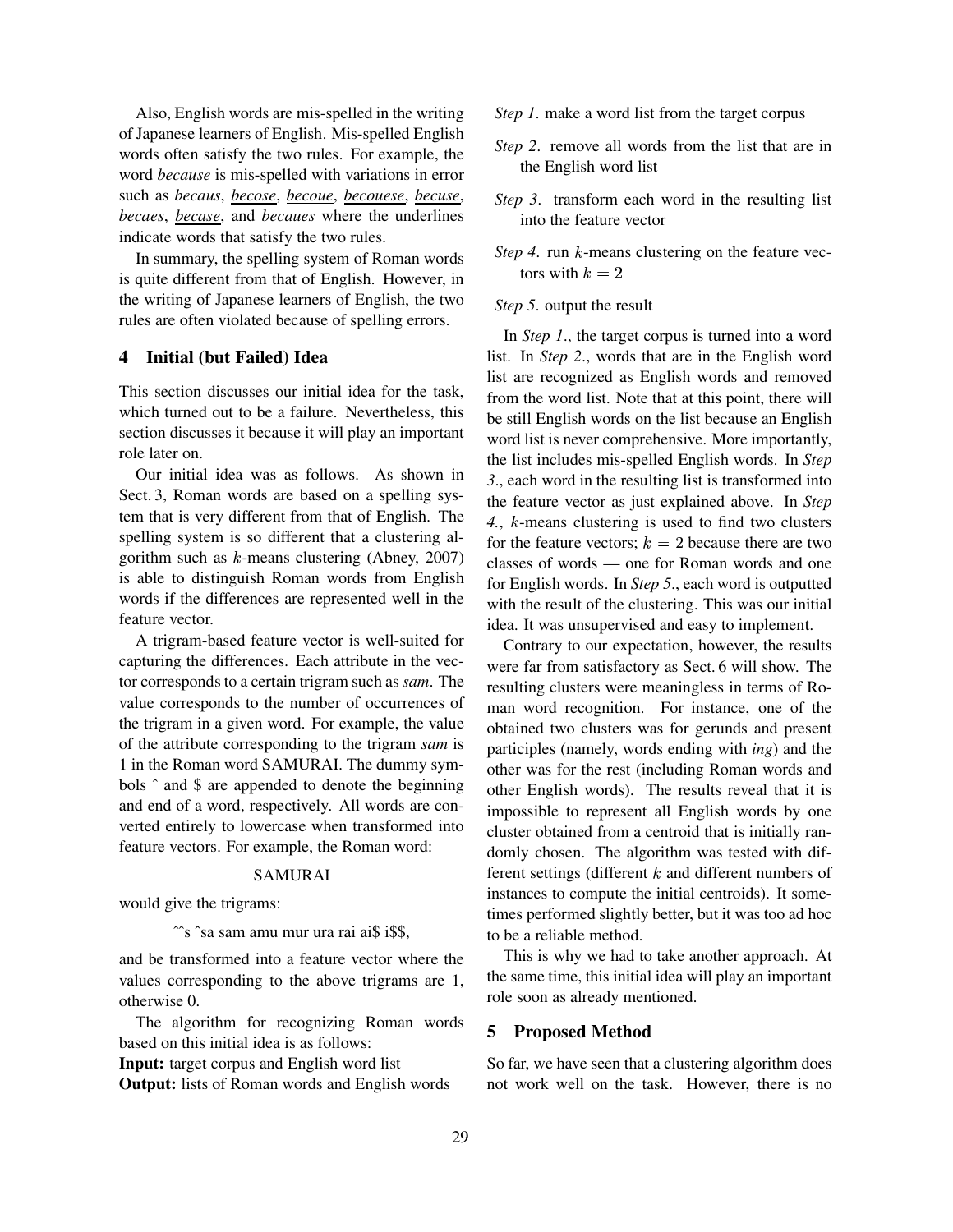Also, English words are mis-spelled in the writing of Japanese learners of English. Mis-spelled English words often satisfy the two rules. For example, the word *because* is mis-spelled with variations in error such as *becaus*, <u>*becose*</u>, <u>*becoue*</u>, <u>*becouese*</u>, <u>*becuse*</u>, *becaes*, <u>*becase*</u>, and *becaues* where the underlines indicate words that satisfy the two rules.

In summary, the spelling system of Roman words is quite different from that of English. However, in the writing of Japanese learners of English, the two rules are often violated because of spelling errors.

## 4 Initial (but Failed) Idea

This section discusses our initial idea for the task, which turned out to be a failure. Nevertheless, this section discusses it because it will play an important role later on.

Our initial idea was as follows. As shown in Sect. 3, Roman words are based on a spelling system that is very different from that of English. The spelling system is so different that a clustering algorithm such as $k$-means clustering (Abney, 2007) is able to distinguish Roman words from English words if the differences are represented well in the feature vector.

A trigram-based feature vector is well-suited for capturing the differences. Each attribute in the vector corresponds to a certain trigram such as *sam*. The value corresponds to the number of occurrences of the trigram in a given word. For example, the value of the attribute corresponding to the trigram *sam* is 1 in the Roman word SAMURAI. The dummy symbols ˆ and $ are appended to denote the beginning and end of a word, respectively. All words are converted entirely to lowercase when transformed into feature vectors. For example, the Roman word:

SAMURAI

would give the trigrams:

ˆˆs ˆsa sam amu mur ura rai ai$ i$$,

and be transformed into a feature vector where the values corresponding to the above trigrams are 1, otherwise 0.

The algorithm for recognizing Roman words based on this initial idea is as follows:

**Input:** target corpus and English word list
**Output:** lists of Roman words and English words

*Step 1*. make a word list from the target corpus

*Step 2*. remove all words from the list that are in the English word list

*Step 3*. transform each word in the resulting list into the feature vector

*Step 4*. run $k$-means clustering on the feature vectors with $k = 2$

*Step 5*. output the result

In *Step 1*., the target corpus is turned into a word list. In *Step 2*., words that are in the English word list are recognized as English words and removed from the word list. Note that at this point, there will be still English words on the list because an English word list is never comprehensive. More importantly, the list includes mis-spelled English words. In *Step 3*., each word in the resulting list is transformed into the feature vector as just explained above. In *Step 4*., $k$-means clustering is used to find two clusters for the feature vectors; $k = 2$ because there are two classes of words — one for Roman words and one for English words. In *Step 5*., each word is outputted with the result of the clustering. This was our initial idea. It was unsupervised and easy to implement.

Contrary to our expectation, however, the results were far from satisfactory as Sect. 6 will show. The resulting clusters were meaningless in terms of Roman word recognition. For instance, one of the obtained two clusters was for gerunds and present participles (namely, words ending with *ing*) and the other was for the rest (including Roman words and other English words). The results reveal that it is impossible to represent all English words by one cluster obtained from a centroid that is initially randomly chosen. The algorithm was tested with different settings (different $k$ and different numbers of instances to compute the initial centroids). It sometimes performed slightly better, but it was too ad hoc to be a reliable method.

This is why we had to take another approach. At the same time, this initial idea will play an important role soon as already mentioned.

## 5 Proposed Method

So far, we have seen that a clustering algorithm does not work well on the task. However, there is no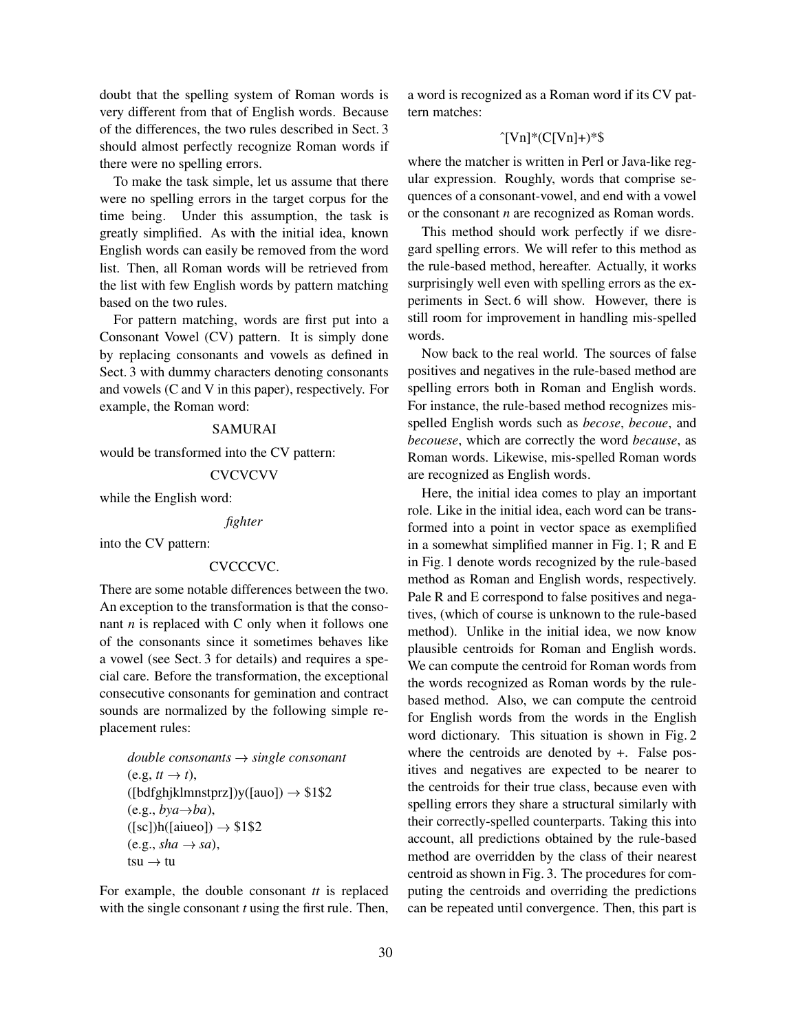doubt that the spelling system of Roman words is very different from that of English words. Because of the differences, the two rules described in Sect. 3 should almost perfectly recognize Roman words if there were no spelling errors.

To make the task simple, let us assume that there were no spelling errors in the target corpus for the time being. Under this assumption, the task is greatly simplified. As with the initial idea, known English words can easily be removed from the word list. Then, all Roman words will be retrieved from the list with few English words by pattern matching based on the two rules.

For pattern matching, words are first put into a Consonant Vowel (CV) pattern. It is simply done by replacing consonants and vowels as defined in Sect. 3 with dummy characters denoting consonants and vowels (C and V in this paper), respectively. For example, the Roman word:

SAMURAI

would be transformed into the CV pattern:

CVCVCVV

while the English word:

*fighter*

into the CV pattern:

CVCCCVC.

There are some notable differences between the two. An exception to the transformation is that the consonant *n* is replaced with C only when it follows one of the consonants since it sometimes behaves like a vowel (see Sect. 3 for details) and requires a special care. Before the transformation, the exceptional consecutive consonants for gemination and contract sounds are normalized by the following simple replacement rules:

> *double consonants* → *single consonant*
> (e.g, *tt* → *t*),
> ([bdfghjklmnstprz])y([auo]) → $1$2
> (e.g., *bya*→*ba*),
> ([sc])h([aiueo]) → $1$2
> (e.g., *sha* → *sa*),
> tsu → tu

For example, the double consonant *tt* is replaced with the single consonant *t* using the first rule. Then, a word is recognized as a Roman word if its CV pattern matches:

ˆ[Vn]*(C[Vn]+)*$

where the matcher is written in Perl or Java-like regular expression. Roughly, words that comprise sequences of a consonant-vowel, and end with a vowel or the consonant *n* are recognized as Roman words.

This method should work perfectly if we disregard spelling errors. We will refer to this method as the rule-based method, hereafter. Actually, it works surprisingly well even with spelling errors as the experiments in Sect. 6 will show. However, there is still room for improvement in handling mis-spelled words.

Now back to the real world. The sources of false positives and negatives in the rule-based method are spelling errors both in Roman and English words. For instance, the rule-based method recognizes mis-spelled English words such as *becose*, *becoue*, and *becouese*, which are correctly the word *because*, as Roman words. Likewise, mis-spelled Roman words are recognized as English words.

Here, the initial idea comes to play an important role. Like in the initial idea, each word can be transformed into a point in vector space as exemplified in a somewhat simplified manner in Fig. 1; R and E in Fig. 1 denote words recognized by the rule-based method as Roman and English words, respectively. Pale R and E correspond to false positives and negatives, (which of course is unknown to the rule-based method). Unlike in the initial idea, we now know plausible centroids for Roman and English words. We can compute the centroid for Roman words from the words recognized as Roman words by the rule-based method. Also, we can compute the centroid for English words from the words in the English word dictionary. This situation is shown in Fig. 2 where the centroids are denoted by +. False positives and negatives are expected to be nearer to the centroids for their true class, because even with spelling errors they share a structural similarly with their correctly-spelled counterparts. Taking this into account, all predictions obtained by the rule-based method are overridden by the class of their nearest centroid as shown in Fig. 3. The procedures for computing the centroids and overriding the predictions can be repeated until convergence. Then, this part is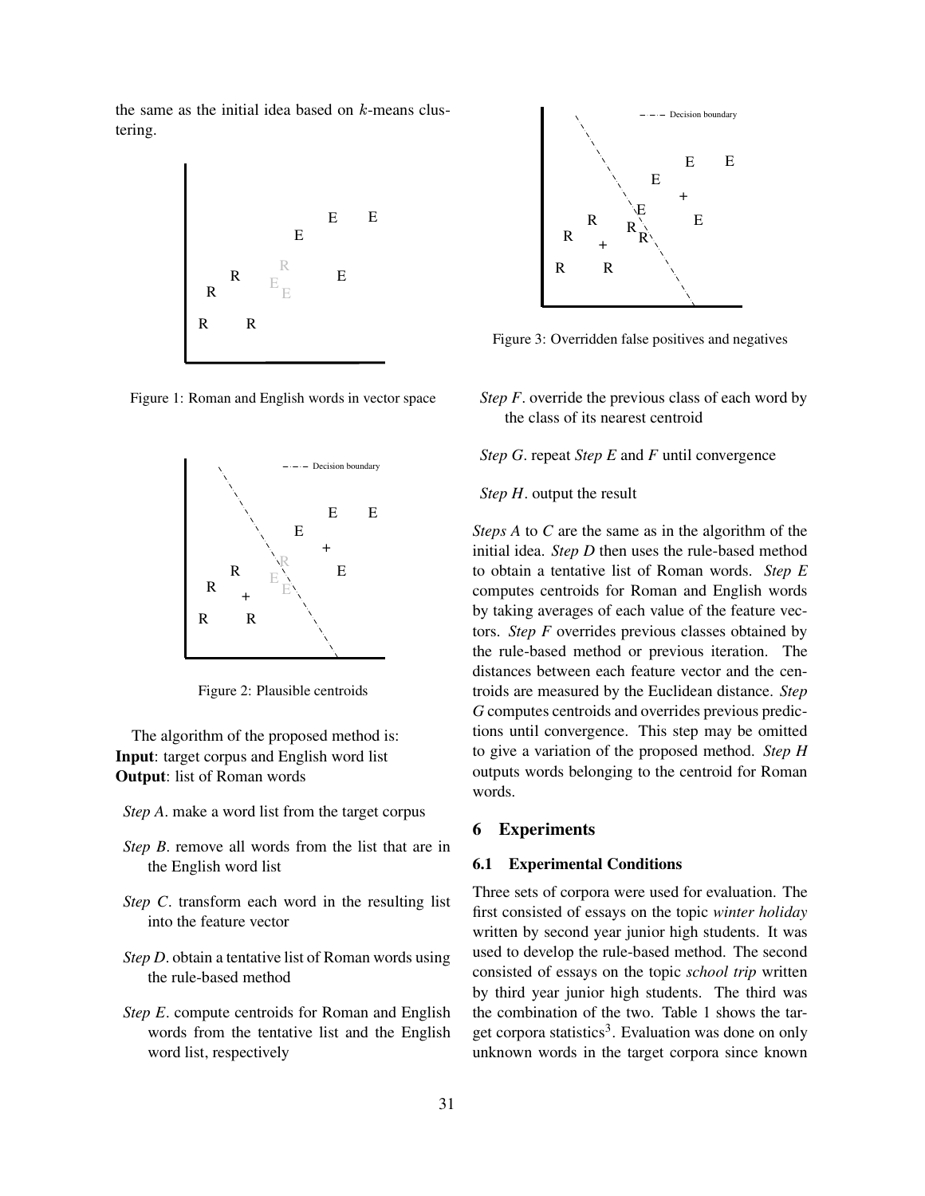the same as the initial idea based on $k$-means clustering.

Figure 1: Roman and English words in vector space

Figure 2: Plausible centroids

The algorithm of the proposed method is:
**Input**: target corpus and English word list
**Output**: list of Roman words

*Step A*. make a word list from the target corpus

*Step B*. remove all words from the list that are in the English word list

*Step C*. transform each word in the resulting list into the feature vector

*Step D*. obtain a tentative list of Roman words using the rule-based method

*Step E*. compute centroids for Roman and English words from the tentative list and the English word list, respectively

Figure 3: Overridden false positives and negatives

*Step F*. override the previous class of each word by the class of its nearest centroid

*Step G*. repeat *Step E* and *F* until convergence

*Step H*. output the result

*Steps A* to *C* are the same as in the algorithm of the initial idea. *Step D* then uses the rule-based method to obtain a tentative list of Roman words. *Step E* computes centroids for Roman and English words by taking averages of each value of the feature vectors. *Step F* overrides previous classes obtained by the rule-based method or previous iteration. The distances between each feature vector and the centroids are measured by the Euclidean distance. *Step G* computes centroids and overrides previous predictions until convergence. This step may be omitted to give a variation of the proposed method. *Step H* outputs words belonging to the centroid for Roman words.

## 6 Experiments

### 6.1 Experimental Conditions

Three sets of corpora were used for evaluation. The first consisted of essays on the topic *winter holiday* written by second year junior high students. It was used to develop the rule-based method. The second consisted of essays on the topic *school trip* written by third year junior high students. The third was the combination of the two. Table 1 shows the target corpora statistics[3]. Evaluation was done on only unknown words in the target corpora since known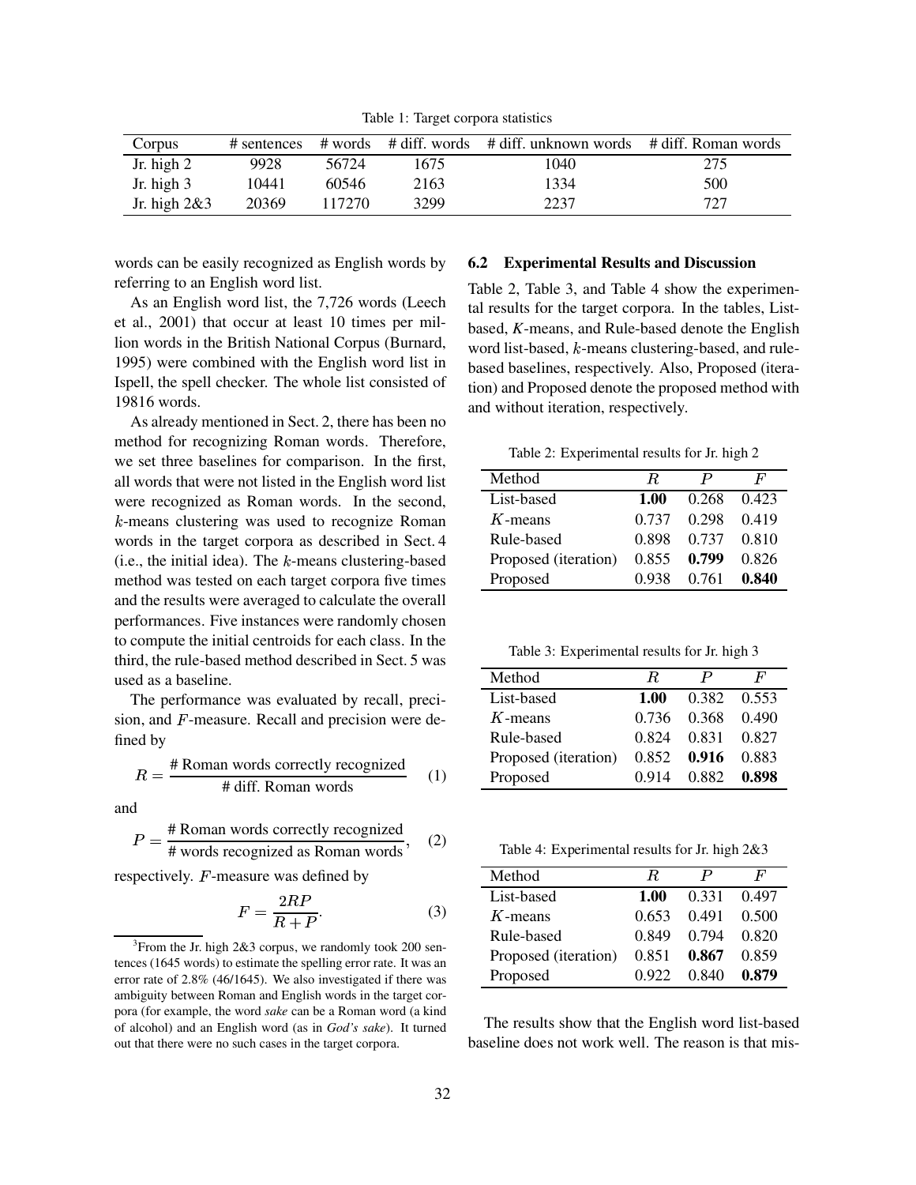Table 1: Target corpora statistics

| Corpus | # sentences | # words | # diff. words | # diff. unknown words | # diff. Roman words |
|---|---|---|---|---|---|
| Jr. high 2 | 9928 | 56724 | 1675 | 1040 | 275 |
| Jr. high 3 | 10441 | 60546 | 2163 | 1334 | 500 |
| Jr. high 2&3 | 20369 | 117270 | 3299 | 2237 | 727 |

words can be easily recognized as English words by referring to an English word list.

As an English word list, the 7,726 words (Leech et al., 2001) that occur at least 10 times per million words in the British National Corpus (Burnard, 1995) were combined with the English word list in Ispell, the spell checker. The whole list consisted of 19816 words.

As already mentioned in Sect. 2, there has been no method for recognizing Roman words. Therefore, we set three baselines for comparison. In the first, all words that were not listed in the English word list were recognized as Roman words. In the second, $k$-means clustering was used to recognize Roman words in the target corpora as described in Sect. 4 (i.e., the initial idea). The $k$-means clustering-based method was tested on each target corpora five times and the results were averaged to calculate the overall performances. Five instances were randomly chosen to compute the initial centroids for each class. In the third, the rule-based method described in Sect. 5 was used as a baseline.

The performance was evaluated by recall, precision, and $F$-measure. Recall and precision were defined by

$$R = \frac{\text{\# Roman words correctly recognized}}{\text{\# diff. Roman words}} \quad (1)$$

and

$$P = \frac{\text{\# Roman words correctly recognized}}{\text{\# words recognized as Roman words}}, \quad (2)$$

respectively. $F$-measure was defined by

$$F = \frac{2RP}{R + P}. \quad (3)$$

[3]From the Jr. high 2&3 corpus, we randomly took 200 sentences (1645 words) to estimate the spelling error rate. It was an error rate of 2.8% (46/1645). We also investigated if there was ambiguity between Roman and English words in the target corpora (for example, the word *sake* can be a Roman word (a kind of alcohol) and an English word (as in *God's sake*). It turned out that there were no such cases in the target corpora.

### 6.2 Experimental Results and Discussion

Table 2, Table 3, and Table 4 show the experimental results for the target corpora. In the tables, List-based, $K$-means, and Rule-based denote the English word list-based, $k$-means clustering-based, and rule-based baselines, respectively. Also, Proposed (iteration) and Proposed denote the proposed method with and without iteration, respectively.

Table 2: Experimental results for Jr. high 2

| Method | $R$ | $P$ | $F$ |
|---|---|---|---|
| List-based | **1.00** | 0.268 | 0.423 |
| $K$-means | 0.737 | 0.298 | 0.419 |
| Rule-based | 0.898 | 0.737 | 0.810 |
| Proposed (iteration) | 0.855 | **0.799** | 0.826 |
| Proposed | 0.938 | 0.761 | **0.840** |

Table 3: Experimental results for Jr. high 3

| Method | $R$ | $P$ | $F$ |
|---|---|---|---|
| List-based | **1.00** | 0.382 | 0.553 |
| $K$-means | 0.736 | 0.368 | 0.490 |
| Rule-based | 0.824 | 0.831 | 0.827 |
| Proposed (iteration) | 0.852 | **0.916** | 0.883 |
| Proposed | 0.914 | 0.882 | **0.898** |

Table 4: Experimental results for Jr. high 2&3

| Method | $R$ | $P$ | $F$ |
|---|---|---|---|
| List-based | **1.00** | 0.331 | 0.497 |
| $K$-means | 0.653 | 0.491 | 0.500 |
| Rule-based | 0.849 | 0.794 | 0.820 |
| Proposed (iteration) | 0.851 | **0.867** | 0.859 |
| Proposed | 0.922 | 0.840 | **0.879** |

The results show that the English word list-based baseline does not work well. The reason is that mis-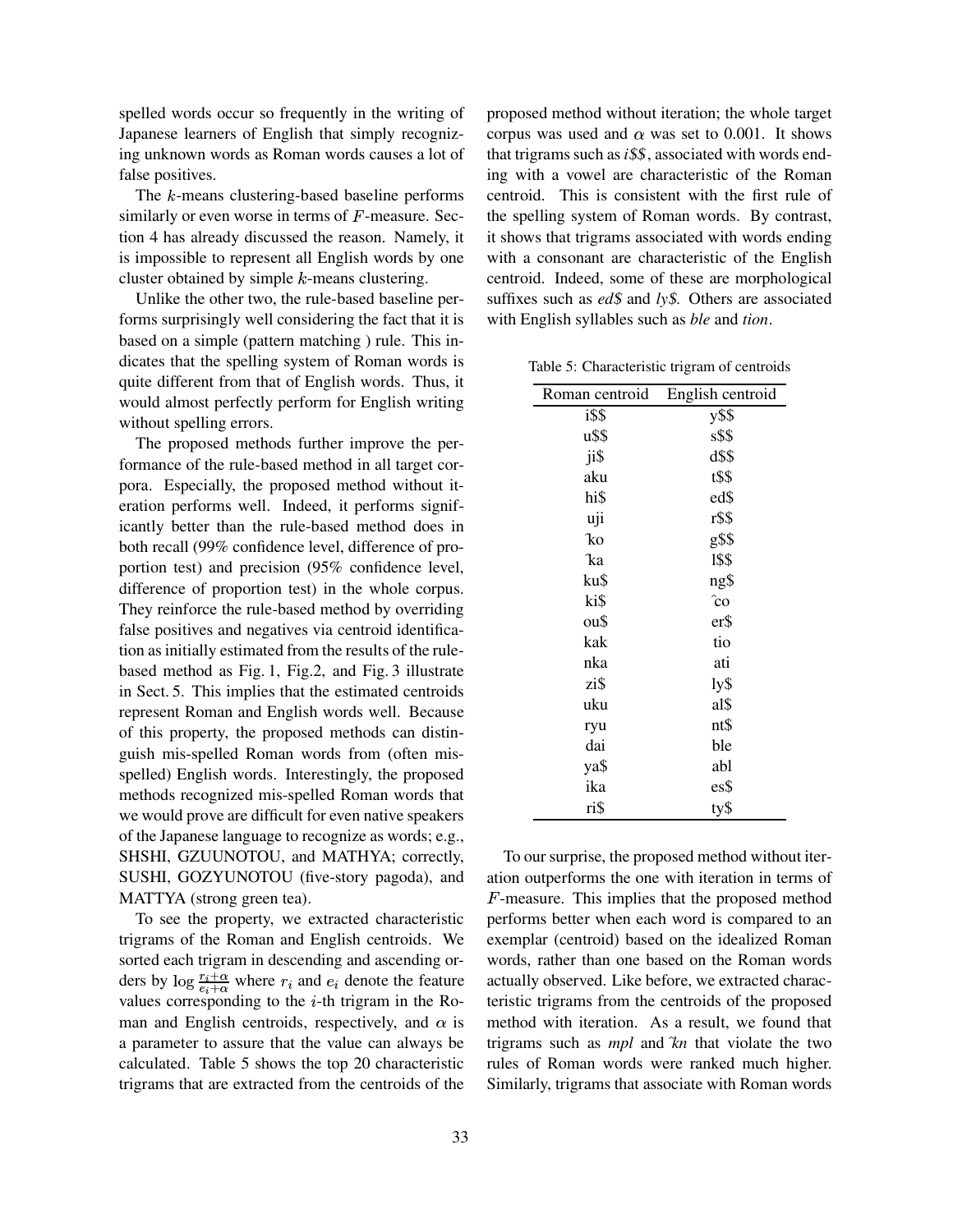spelled words occur so frequently in the writing of Japanese learners of English that simply recognizing unknown words as Roman words causes a lot of false positives.

The $k$-means clustering-based baseline performs similarly or even worse in terms of $F$-measure. Section 4 has already discussed the reason. Namely, it is impossible to represent all English words by one cluster obtained by simple $k$-means clustering.

Unlike the other two, the rule-based baseline performs surprisingly well considering the fact that it is based on a simple (pattern matching ) rule. This indicates that the spelling system of Roman words is quite different from that of English words. Thus, it would almost perfectly perform for English writing without spelling errors.

The proposed methods further improve the performance of the rule-based method in all target corpora. Especially, the proposed method without iteration performs well. Indeed, it performs significantly better than the rule-based method does in both recall (99% confidence level, difference of proportion test) and precision (95% confidence level, difference of proportion test) in the whole corpus. They reinforce the rule-based method by overriding false positives and negatives via centroid identification as initially estimated from the results of the rule-based method as Fig. 1, Fig.2, and Fig. 3 illustrate in Sect. 5. This implies that the estimated centroids represent Roman and English words well. Because of this property, the proposed methods can distinguish mis-spelled Roman words from (often mis-spelled) English words. Interestingly, the proposed methods recognized mis-spelled Roman words that we would prove are difficult for even native speakers of the Japanese language to recognize as words; e.g., SHSHI, GZUUNOTOU, and MATHYA; correctly, SUSHI, GOZYUNOTOU (five-story pagoda), and MATTYA (strong green tea).

To see the property, we extracted characteristic trigrams of the Roman and English centroids. We sorted each trigram in descending and ascending orders by $\log \frac{r_i+\alpha}{e_i+\alpha}$ where $r_i$ and $e_i$ denote the feature values corresponding to the $i$-th trigram in the Roman and English centroids, respectively, and $\alpha$ is a parameter to assure that the value can always be calculated. Table 5 shows the top 20 characteristic trigrams that are extracted from the centroids of the proposed method without iteration; the whole target corpus was used and $\alpha$ was set to 0.001. It shows that trigrams such as *i$$*, associated with words ending with a vowel are characteristic of the Roman centroid. This is consistent with the first rule of the spelling system of Roman words. By contrast, it shows that trigrams associated with words ending with a consonant are characteristic of the English centroid. Indeed, some of these are morphological suffixes such as *ed$* and *ly$*. Others are associated with English syllables such as *ble* and *tion*.

Table 5: Characteristic trigram of centroids

| Roman centroid | English centroid |
|---|---|
| i$$ | y$$ |
| u$$ | s$$ |
| ji$ | d$$ |
| aku | t$$ |
| hi$ | ed$ |
| uji | r$$ |
| ˆko | g$$ |
| ˆka | l$$ |
| ku$ | ng$ |
| ki$ | ˆco |
| ou$ | er$ |
| kak | tio |
| nka | ati |
| zi$ | ly$ |
| uku | al$ |
| ryu | nt$ |
| dai | ble |
| ya$ | abl |
| ika | es$ |
| ri$ | ty$ |

To our surprise, the proposed method without iteration outperforms the one with iteration in terms of $F$-measure. This implies that the proposed method performs better when each word is compared to an exemplar (centroid) based on the idealized Roman words, rather than one based on the Roman words actually observed. Like before, we extracted characteristic trigrams from the centroids of the proposed method with iteration. As a result, we found that trigrams such as *mpl* and *ˆkn* that violate the two rules of Roman words were ranked much higher. Similarly, trigrams that associate with Roman words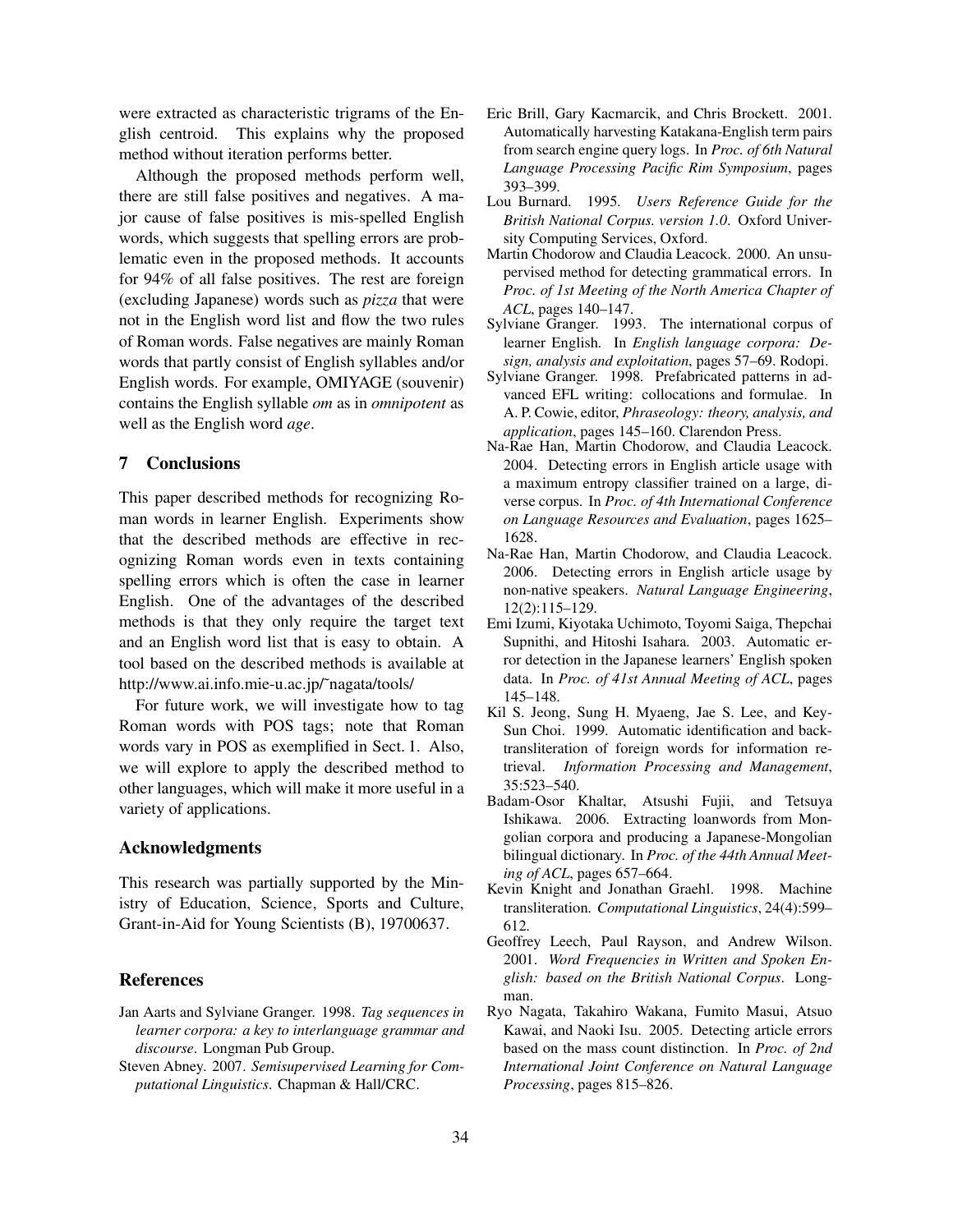were extracted as characteristic trigrams of the English centroid. This explains why the proposed method without iteration performs better.

Although the proposed methods perform well, there are still false positives and negatives. A major cause of false positives is mis-spelled English words, which suggests that spelling errors are problematic even in the proposed methods. It accounts for 94% of all false positives. The rest are foreign (excluding Japanese) words such as *pizza* that were not in the English word list and flow the two rules of Roman words. False negatives are mainly Roman words that partly consist of English syllables and/or English words. For example, OMIYAGE (souvenir) contains the English syllable *om* as in *omnipotent* as well as the English word *age*.

## 7 Conclusions

This paper described methods for recognizing Roman words in learner English. Experiments show that the described methods are effective in recognizing Roman words even in texts containing spelling errors which is often the case in learner English. One of the advantages of the described methods is that they only require the target text and an English word list that is easy to obtain. A tool based on the described methods is available at http://www.ai.info.mie-u.ac.jp/˜nagata/tools/

For future work, we will investigate how to tag Roman words with POS tags; note that Roman words vary in POS as exemplified in Sect. 1. Also, we will explore to apply the described method to other languages, which will make it more useful in a variety of applications.

## Acknowledgments

This research was partially supported by the Ministry of Education, Science, Sports and Culture, Grant-in-Aid for Young Scientists (B), 19700637.

## References

Jan Aarts and Sylviane Granger. 1998. *Tag sequences in learner corpora: a key to interlanguage grammar and discourse*. Longman Pub Group.

Steven Abney. 2007. *Semisupervised Learning for Computational Linguistics*. Chapman & Hall/CRC.

Eric Brill, Gary Kacmarcik, and Chris Brockett. 2001. Automatically harvesting Katakana-English term pairs from search engine query logs. In *Proc. of 6th Natural Language Processing Pacific Rim Symposium*, pages 393–399.

Lou Burnard. 1995. *Users Reference Guide for the British National Corpus. version 1.0*. Oxford University Computing Services, Oxford.

Martin Chodorow and Claudia Leacock. 2000. An unsupervised method for detecting grammatical errors. In *Proc. of 1st Meeting of the North America Chapter of ACL*, pages 140–147.

Sylviane Granger. 1993. The international corpus of learner English. In *English language corpora: Design, analysis and exploitation*, pages 57–69. Rodopi.

Sylviane Granger. 1998. Prefabricated patterns in advanced EFL writing: collocations and formulae. In A. P. Cowie, editor, *Phraseology: theory, analysis, and application*, pages 145–160. Clarendon Press.

Na-Rae Han, Martin Chodorow, and Claudia Leacock. 2004. Detecting errors in English article usage with a maximum entropy classifier trained on a large, diverse corpus. In *Proc. of 4th International Conference on Language Resources and Evaluation*, pages 1625–1628.

Na-Rae Han, Martin Chodorow, and Claudia Leacock. 2006. Detecting errors in English article usage by non-native speakers. *Natural Language Engineering*, 12(2):115–129.

Emi Izumi, Kiyotaka Uchimoto, Toyomi Saiga, Thepchai Supnithi, and Hitoshi Isahara. 2003. Automatic error detection in the Japanese learners' English spoken data. In *Proc. of 41st Annual Meeting of ACL*, pages 145–148.

Kil S. Jeong, Sung H. Myaeng, Jae S. Lee, and Key-Sun Choi. 1999. Automatic identification and back-transliteration of foreign words for information retrieval. *Information Processing and Management*, 35:523–540.

Badam-Osor Khaltar, Atsushi Fujii, and Tetsuya Ishikawa. 2006. Extracting loanwords from Mongolian corpora and producing a Japanese-Mongolian bilingual dictionary. In *Proc. of the 44th Annual Meeting of ACL*, pages 657–664.

Kevin Knight and Jonathan Graehl. 1998. Machine transliteration. *Computational Linguistics*, 24(4):599–612.

Geoffrey Leech, Paul Rayson, and Andrew Wilson. 2001. *Word Frequencies in Written and Spoken English: based on the British National Corpus*. Longman.

Ryo Nagata, Takahiro Wakana, Fumito Masui, Atsuo Kawai, and Naoki Isu. 2005. Detecting article errors based on the mass count distinction. In *Proc. of 2nd International Joint Conference on Natural Language Processing*, pages 815–826.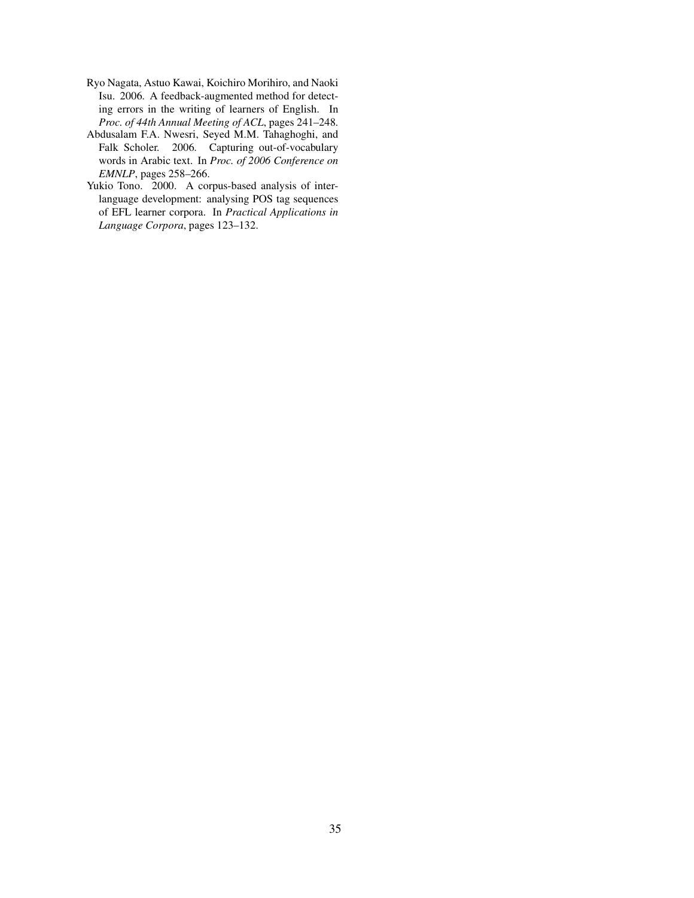Ryo Nagata, Astuo Kawai, Koichiro Morihiro, and Naoki Isu. 2006. A feedback-augmented method for detecting errors in the writing of learners of English. In *Proc. of 44th Annual Meeting of ACL*, pages 241–248.

Abdusalam F.A. Nwesri, Seyed M.M. Tahaghoghi, and Falk Scholer. 2006. Capturing out-of-vocabulary words in Arabic text. In *Proc. of 2006 Conference on EMNLP*, pages 258–266.

Yukio Tono. 2000. A corpus-based analysis of interlanguage development: analysing POS tag sequences of EFL learner corpora. In *Practical Applications in Language Corpora*, pages 123–132.